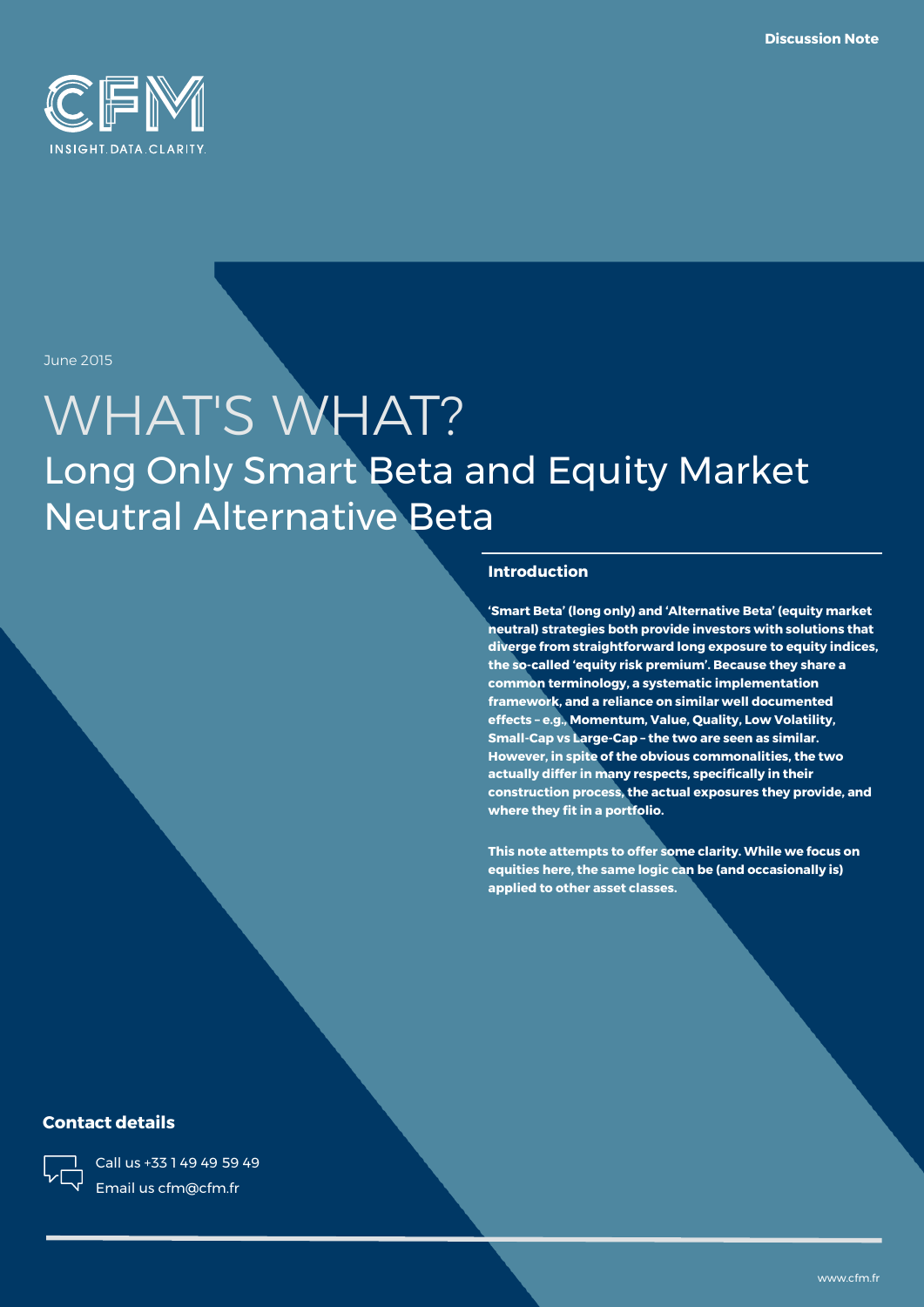Discussion Note

CFM

INSIGHT. DATA. CLARITY.

June 2015

# WHAT'S WHAT?

## Long Only Smart Beta and Equity Market Neutral Alternative Beta

### Introduction

**'Smart Beta' (long only) and 'Alternative Beta' (equity market neutral) strategies both provide investors with solutions that diverge from straightforward long exposure to equity indices, the so-called 'equity risk premium'. Because they share a common terminology, a systematic implementation framework, and a reliance on similar well documented effects – e.g., Momentum, Value, Quality, Low Volatility, Small-Cap vs Large-Cap – the two are seen as similar. However, in spite of the obvious commonalities, the two actually differ in many respects, specifically in their construction process, the actual exposures they provide, and where they fit in a portfolio.**

**This note attempts to offer some clarity. While we focus on equities here, the same logic can be (and occasionally is) applied to other asset classes.**

### Contact details

Call us +33 1 49 49 59 49

Email us cfm@cfm.fr

www.cfm.fr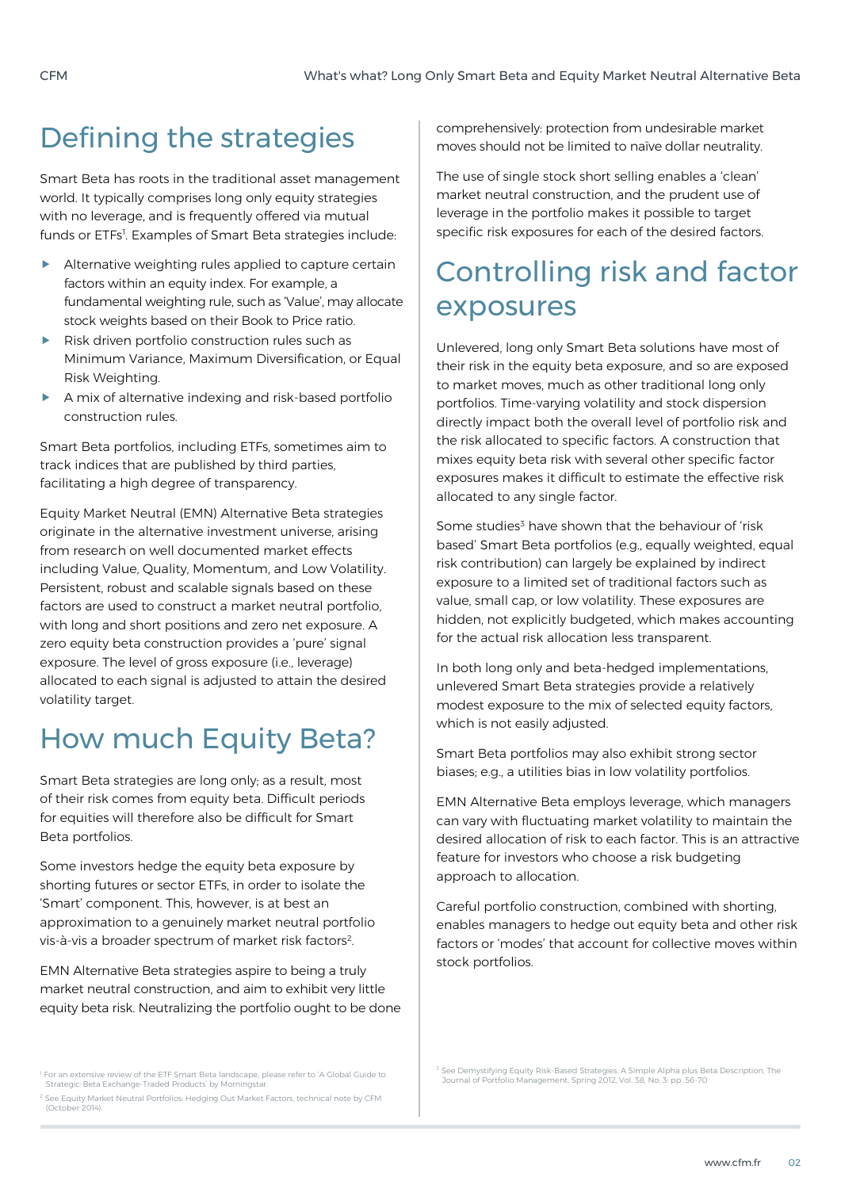# Defining the strategies

Smart Beta has roots in the traditional asset management world. It typically comprises long only equity strategies with no leverage, and is frequently offered via mutual funds or ETFs[1]. Examples of Smart Beta strategies include:

- Alternative weighting rules applied to capture certain factors within an equity index. For example, a fundamental weighting rule, such as 'Value', may allocate stock weights based on their Book to Price ratio.
- Risk driven portfolio construction rules such as Minimum Variance, Maximum Diversification, or Equal Risk Weighting.
- A mix of alternative indexing and risk-based portfolio construction rules.

Smart Beta portfolios, including ETFs, sometimes aim to track indices that are published by third parties, facilitating a high degree of transparency.

Equity Market Neutral (EMN) Alternative Beta strategies originate in the alternative investment universe, arising from research on well documented market effects including Value, Quality, Momentum, and Low Volatility. Persistent, robust and scalable signals based on these factors are used to construct a market neutral portfolio, with long and short positions and zero net exposure. A zero equity beta construction provides a 'pure' signal exposure. The level of gross exposure (i.e., leverage) allocated to each signal is adjusted to attain the desired volatility target.

# How much Equity Beta?

Smart Beta strategies are long only; as a result, most of their risk comes from equity beta. Difficult periods for equities will therefore also be difficult for Smart Beta portfolios.

Some investors hedge the equity beta exposure by shorting futures or sector ETFs, in order to isolate the 'Smart' component. This, however, is at best an approximation to a genuinely market neutral portfolio vis-à-vis a broader spectrum of market risk factors[2].

EMN Alternative Beta strategies aspire to being a truly market neutral construction, and aim to exhibit very little equity beta risk. Neutralizing the portfolio ought to be done comprehensively: protection from undesirable market moves should not be limited to naïve dollar neutrality.

The use of single stock short selling enables a 'clean' market neutral construction, and the prudent use of leverage in the portfolio makes it possible to target specific risk exposures for each of the desired factors.

# Controlling risk and factor exposures

Unlevered, long only Smart Beta solutions have most of their risk in the equity beta exposure, and so are exposed to market moves, much as other traditional long only portfolios. Time-varying volatility and stock dispersion directly impact both the overall level of portfolio risk and the risk allocated to specific factors. A construction that mixes equity beta risk with several other specific factor exposures makes it difficult to estimate the effective risk allocated to any single factor.

Some studies[3] have shown that the behaviour of 'risk based' Smart Beta portfolios (e.g., equally weighted, equal risk contribution) can largely be explained by indirect exposure to a limited set of traditional factors such as value, small cap, or low volatility. These exposures are hidden, not explicitly budgeted, which makes accounting for the actual risk allocation less transparent.

In both long only and beta-hedged implementations, unlevered Smart Beta strategies provide a relatively modest exposure to the mix of selected equity factors, which is not easily adjusted.

Smart Beta portfolios may also exhibit strong sector biases; e.g., a utilities bias in low volatility portfolios.

EMN Alternative Beta employs leverage, which managers can vary with fluctuating market volatility to maintain the desired allocation of risk to each factor. This is an attractive feature for investors who choose a risk budgeting approach to allocation.

Careful portfolio construction, combined with shorting, enables managers to hedge out equity beta and other risk factors or 'modes' that account for collective moves within stock portfolios.

---

[1] For an extensive review of the ETF Smart Beta landscape, please refer to 'A Global Guide to Strategic-Beta Exchange-Traded Products' by Morningstar.

[2] See Equity Market Neutral Portfolios: Hedging Out Market Factors, technical note by CFM (October 2014).

[3] See Demystifying Equity Risk-Based Strategies: A Simple Alpha plus Beta Description, The Journal of Portfolio Management, Spring 2012, Vol. 38, No. 3: pp. 56-70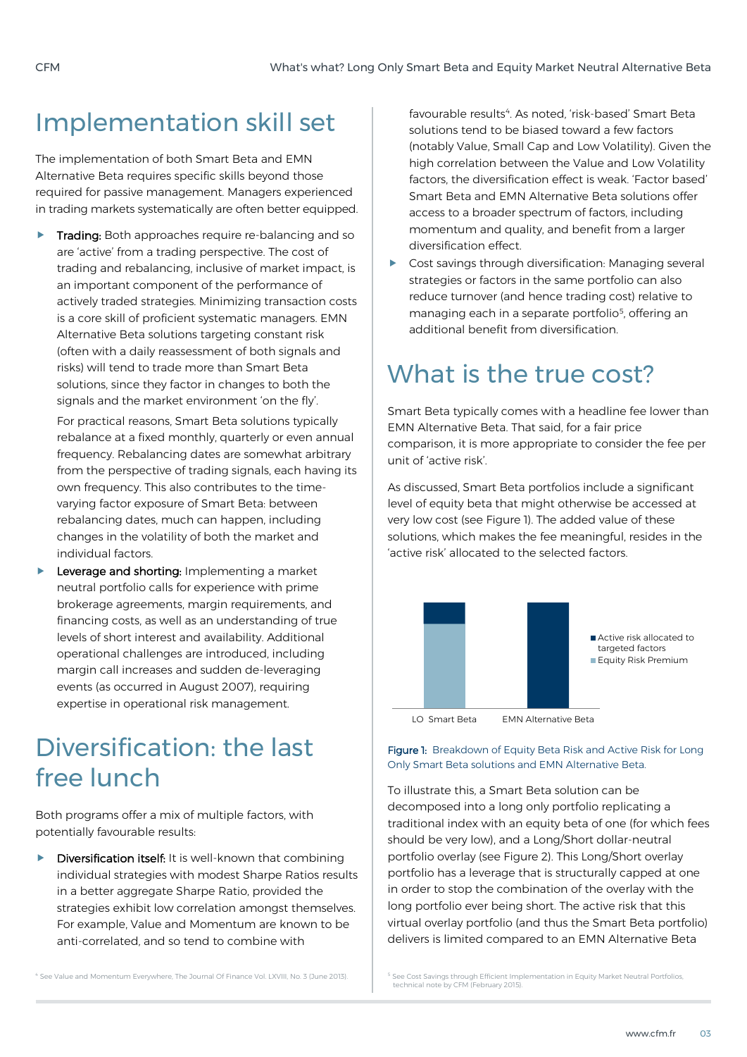# Implementation skill set

The implementation of both Smart Beta and EMN Alternative Beta requires specific skills beyond those required for passive management. Managers experienced in trading markets systematically are often better equipped.

- **Trading:** Both approaches require re-balancing and so are 'active' from a trading perspective. The cost of trading and rebalancing, inclusive of market impact, is an important component of the performance of actively traded strategies. Minimizing transaction costs is a core skill of proficient systematic managers. EMN Alternative Beta solutions targeting constant risk (often with a daily reassessment of both signals and risks) will tend to trade more than Smart Beta solutions, since they factor in changes to both the signals and the market environment 'on the fly'.

  For practical reasons, Smart Beta solutions typically rebalance at a fixed monthly, quarterly or even annual frequency. Rebalancing dates are somewhat arbitrary from the perspective of trading signals, each having its own frequency. This also contributes to the time-varying factor exposure of Smart Beta: between rebalancing dates, much can happen, including changes in the volatility of both the market and individual factors.

- **Leverage and shorting:** Implementing a market neutral portfolio calls for experience with prime brokerage agreements, margin requirements, and financing costs, as well as an understanding of true levels of short interest and availability. Additional operational challenges are introduced, including margin call increases and sudden de-leveraging events (as occurred in August 2007), requiring expertise in operational risk management.

# Diversification: the last free lunch

Both programs offer a mix of multiple factors, with potentially favourable results:

- **Diversification itself:** It is well-known that combining individual strategies with modest Sharpe Ratios results in a better aggregate Sharpe Ratio, provided the strategies exhibit low correlation amongst themselves. For example, Value and Momentum are known to be anti-correlated, and so tend to combine with favourable results[4]. As noted, 'risk-based' Smart Beta solutions tend to be biased toward a few factors (notably Value, Small Cap and Low Volatility). Given the high correlation between the Value and Low Volatility factors, the diversification effect is weak. 'Factor based' Smart Beta and EMN Alternative Beta solutions offer access to a broader spectrum of factors, including momentum and quality, and benefit from a larger diversification effect.
- Cost savings through diversification: Managing several strategies or factors in the same portfolio can also reduce turnover (and hence trading cost) relative to managing each in a separate portfolio[5], offering an additional benefit from diversification.

# What is the true cost?

Smart Beta typically comes with a headline fee lower than EMN Alternative Beta. That said, for a fair price comparison, it is more appropriate to consider the fee per unit of 'active risk'.

As discussed, Smart Beta portfolios include a significant level of equity beta that might otherwise be accessed at very low cost (see Figure 1). The added value of these solutions, which makes the fee meaningful, resides in the 'active risk' allocated to the selected factors.

Figure 1: Breakdown of Equity Beta Risk and Active Risk for Long Only Smart Beta solutions and EMN Alternative Beta.

To illustrate this, a Smart Beta solution can be decomposed into a long only portfolio replicating a traditional index with an equity beta of one (for which fees should be very low), and a Long/Short dollar-neutral portfolio overlay (see Figure 2). This Long/Short overlay portfolio has a leverage that is structurally capped at one in order to stop the combination of the overlay with the long portfolio ever being short. The active risk that this virtual overlay portfolio (and thus the Smart Beta portfolio) delivers is limited compared to an EMN Alternative Beta

[4] See Value and Momentum Everywhere, The Journal Of Finance Vol. LXVIII, No. 3 (June 2013).

[5] See Cost Savings through Efficient Implementation in Equity Market Neutral Portfolios, technical note by CFM (February 2015).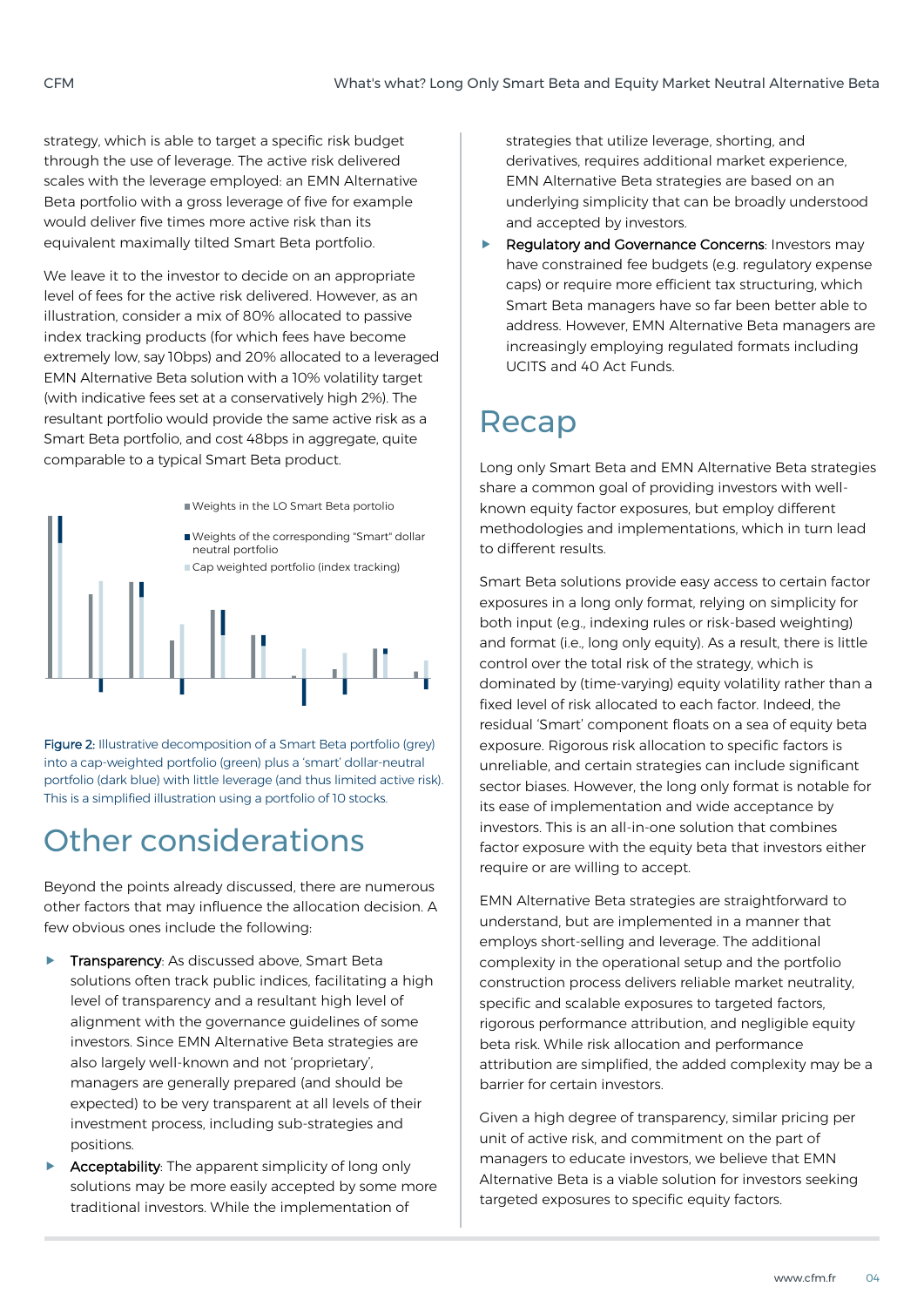strategy, which is able to target a specific risk budget through the use of leverage. The active risk delivered scales with the leverage employed: an EMN Alternative Beta portfolio with a gross leverage of five for example would deliver five times more active risk than its equivalent maximally tilted Smart Beta portfolio.

We leave it to the investor to decide on an appropriate level of fees for the active risk delivered. However, as an illustration, consider a mix of 80% allocated to passive index tracking products (for which fees have become extremely low, say 10bps) and 20% allocated to a leveraged EMN Alternative Beta solution with a 10% volatility target (with indicative fees set at a conservatively high 2%). The resultant portfolio would provide the same active risk as a Smart Beta portfolio, and cost 48bps in aggregate, quite comparable to a typical Smart Beta product.

Weights in the LO Smart Beta portolio

Weights of the corresponding "Smart" dollar neutral portfolio

Cap weighted portfolio (index tracking)

Figure 2: Illustrative decomposition of a Smart Beta portfolio (grey) into a cap-weighted portfolio (green) plus a 'smart' dollar-neutral portfolio (dark blue) with little leverage (and thus limited active risk). This is a simplified illustration using a portfolio of 10 stocks.

# Other considerations

Beyond the points already discussed, there are numerous other factors that may influence the allocation decision. A few obvious ones include the following:

- Transparency: As discussed above, Smart Beta solutions often track public indices, facilitating a high level of transparency and a resultant high level of alignment with the governance guidelines of some investors. Since EMN Alternative Beta strategies are also largely well-known and not 'proprietary', managers are generally prepared (and should be expected) to be very transparent at all levels of their investment process, including sub-strategies and positions.
- Acceptability: The apparent simplicity of long only solutions may be more easily accepted by some more traditional investors. While the implementation of strategies that utilize leverage, shorting, and derivatives, requires additional market experience, EMN Alternative Beta strategies are based on an underlying simplicity that can be broadly understood and accepted by investors.
- Regulatory and Governance Concerns: Investors may have constrained fee budgets (e.g. regulatory expense caps) or require more efficient tax structuring, which Smart Beta managers have so far been better able to address. However, EMN Alternative Beta managers are increasingly employing regulated formats including UCITS and 40 Act Funds.

# Recap

Long only Smart Beta and EMN Alternative Beta strategies share a common goal of providing investors with well-known equity factor exposures, but employ different methodologies and implementations, which in turn lead to different results.

Smart Beta solutions provide easy access to certain factor exposures in a long only format, relying on simplicity for both input (e.g., indexing rules or risk-based weighting) and format (i.e., long only equity). As a result, there is little control over the total risk of the strategy, which is dominated by (time-varying) equity volatility rather than a fixed level of risk allocated to each factor. Indeed, the residual 'Smart' component floats on a sea of equity beta exposure. Rigorous risk allocation to specific factors is unreliable, and certain strategies can include significant sector biases. However, the long only format is notable for its ease of implementation and wide acceptance by investors. This is an all-in-one solution that combines factor exposure with the equity beta that investors either require or are willing to accept.

EMN Alternative Beta strategies are straightforward to understand, but are implemented in a manner that employs short-selling and leverage. The additional complexity in the operational setup and the portfolio construction process delivers reliable market neutrality, specific and scalable exposures to targeted factors, rigorous performance attribution, and negligible equity beta risk. While risk allocation and performance attribution are simplified, the added complexity may be a barrier for certain investors.

Given a high degree of transparency, similar pricing per unit of active risk, and commitment on the part of managers to educate investors, we believe that EMN Alternative Beta is a viable solution for investors seeking targeted exposures to specific equity factors.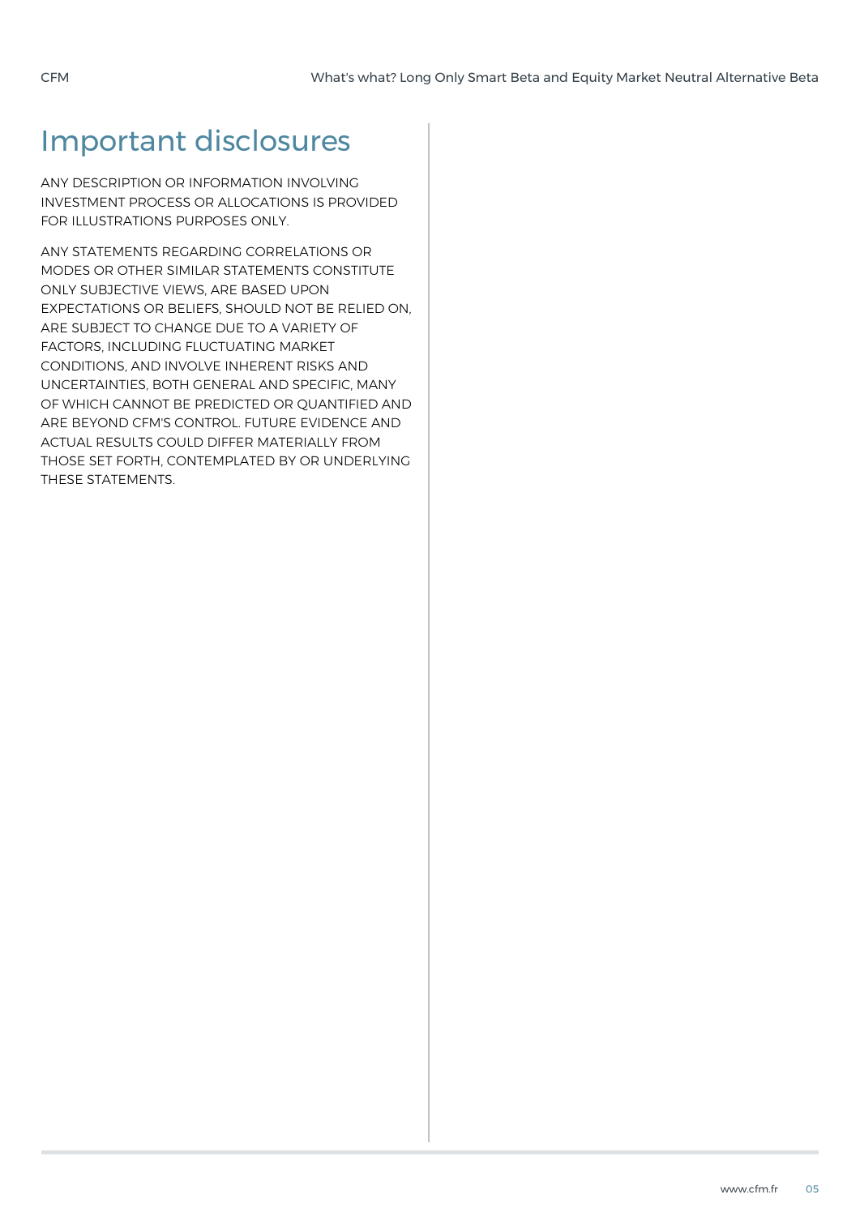# Important disclosures

ANY DESCRIPTION OR INFORMATION INVOLVING INVESTMENT PROCESS OR ALLOCATIONS IS PROVIDED FOR ILLUSTRATIONS PURPOSES ONLY.

ANY STATEMENTS REGARDING CORRELATIONS OR MODES OR OTHER SIMILAR STATEMENTS CONSTITUTE ONLY SUBJECTIVE VIEWS, ARE BASED UPON EXPECTATIONS OR BELIEFS, SHOULD NOT BE RELIED ON, ARE SUBJECT TO CHANGE DUE TO A VARIETY OF FACTORS, INCLUDING FLUCTUATING MARKET CONDITIONS, AND INVOLVE INHERENT RISKS AND UNCERTAINTIES, BOTH GENERAL AND SPECIFIC, MANY OF WHICH CANNOT BE PREDICTED OR QUANTIFIED AND ARE BEYOND CFM'S CONTROL. FUTURE EVIDENCE AND ACTUAL RESULTS COULD DIFFER MATERIALLY FROM THOSE SET FORTH, CONTEMPLATED BY OR UNDERLYING THESE STATEMENTS.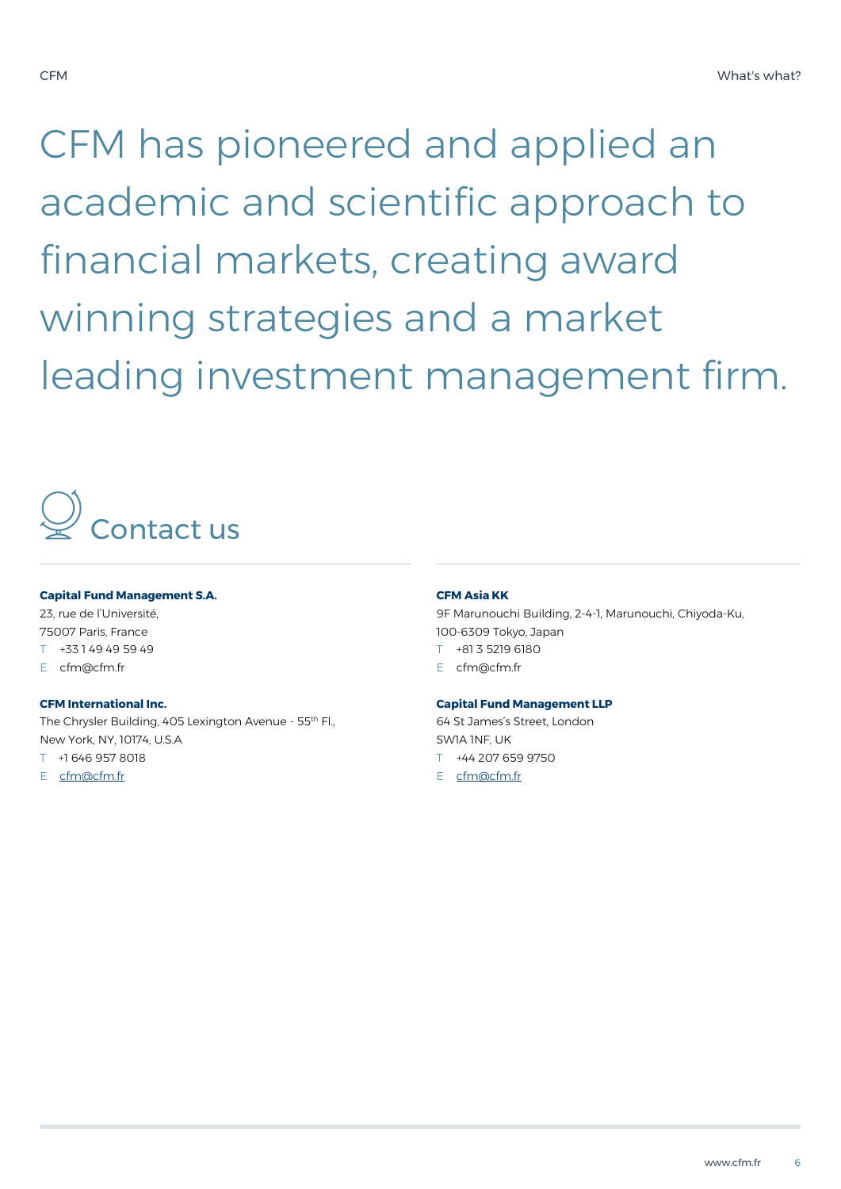CFM has pioneered and applied an academic and scientific approach to financial markets, creating award winning strategies and a market leading investment management firm.

## Contact us

**Capital Fund Management S.A.**
23, rue de l'Université,
75007 Paris, France
T +33 1 49 49 59 49
E cfm@cfm.fr

**CFM International Inc.**
The Chrysler Building, 405 Lexington Avenue - 55th Fl.,
New York, NY, 10174, U.S.A
T +1 646 957 8018
E cfm@cfm.fr

**CFM Asia KK**
9F Marunouchi Building, 2-4-1, Marunouchi, Chiyoda-Ku,
100-6309 Tokyo, Japan
T +81 3 5219 6180
E cfm@cfm.fr

**Capital Fund Management LLP**
64 St James's Street, London
SW1A 1NF, UK
T +44 207 659 9750
E cfm@cfm.fr